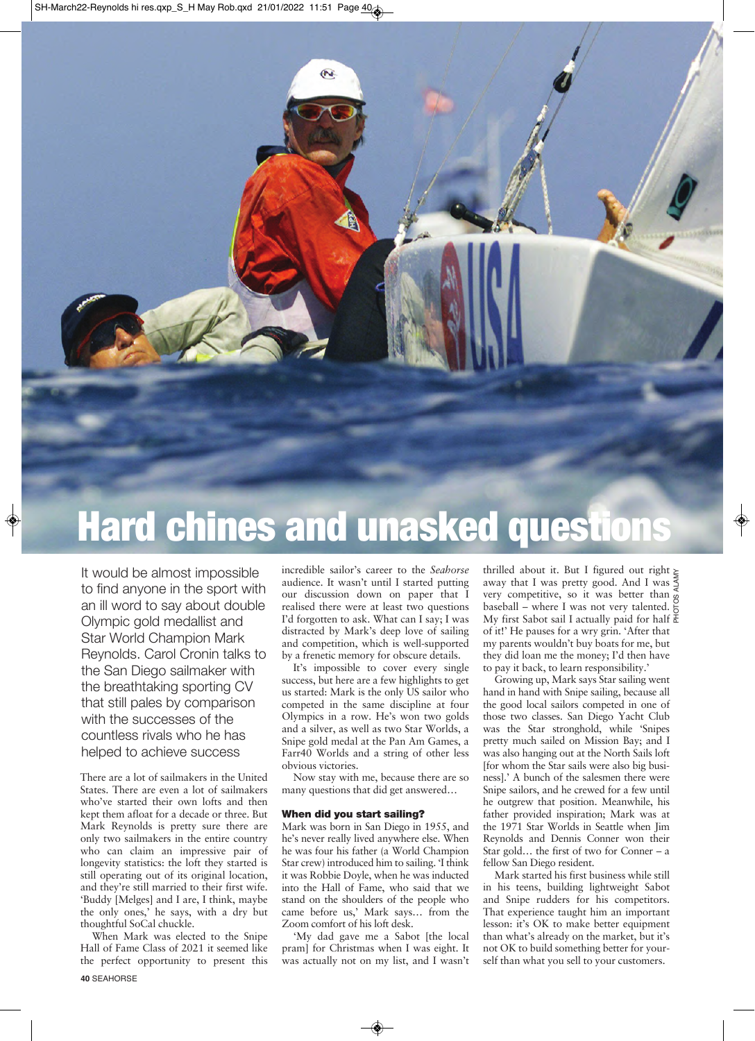# Hard chines and unasked questions

It would be almost impossible to find anyone in the sport with an ill word to say about double Olympic gold medallist and Star World Champion Mark Reynolds. Carol Cronin talks to the San Diego sailmaker with the breathtaking sporting CV that still pales by comparison with the successes of the countless rivals who he has helped to achieve success

There are a lot of sailmakers in the United States. There are even a lot of sailmakers who've started their own lofts and then kept them afloat for a decade or three. But Mark Reynolds is pretty sure there are only two sailmakers in the entire country who can claim an impressive pair of longevity statistics: the loft they started is still operating out of its original location, and they're still married to their first wife. 'Buddy [Melges] and I are, I think, maybe the only ones,' he says, with a dry but thoughtful SoCal chuckle.

When Mark was elected to the Snipe Hall of Fame Class of 2021 it seemed like the perfect opportunity to present this incredible sailor's career to the *Seahorse* audience. It wasn't until I started putting our discussion down on paper that I realised there were at least two questions I'd forgotten to ask. What can I say; I was distracted by Mark's deep love of sailing and competition, which is well-supported by a frenetic memory for obscure details.

It's impossible to cover every single success, but here are a few highlights to get us started: Mark is the only US sailor who competed in the same discipline at four Olympics in a row. He's won two golds and a silver, as well as two Star Worlds, a Snipe gold medal at the Pan Am Games, a Farr40 Worlds and a string of other less obvious victories.

Now stay with me, because there are so many questions that did get answered…

### When did you start sailing?

Mark was born in San Diego in 1955, and he's never really lived anywhere else. When he was four his father (a World Champion Star crew) introduced him to sailing. 'I think it was Robbie Doyle, when he was inducted into the Hall of Fame, who said that we stand on the shoulders of the people who came before us,' Mark says… from the Zoom comfort of his loft desk.

'My dad gave me a Sabot [the local pram] for Christmas when I was eight. It was actually not on my list, and I wasn't thrilled about it. But I figured out right away that I was pretty good. And I was very competitive, so it was better than baseball – where I was not very talented. My first Sabot sail I actually paid for half of it!' He pauses for a wry grin. 'After that my parents wouldn't buy boats for me, but they did loan me the money; I'd then have to pay it back, to learn responsibility.'

Growing up, Mark says Star sailing went hand in hand with Snipe sailing, because all the good local sailors competed in one of those two classes. San Diego Yacht Club was the Star stronghold, while 'Snipes pretty much sailed on Mission Bay; and I was also hanging out at the North Sails loft [for whom the Star sails were also big business].' A bunch of the salesmen there were Snipe sailors, and he crewed for a few until he outgrew that position. Meanwhile, his father provided inspiration; Mark was at the 1971 Star Worlds in Seattle when Jim Reynolds and Dennis Conner won their Star gold… the first of two for Conner – a fellow San Diego resident.

Mark started his first business while still in his teens, building lightweight Sabot and Snipe rudders for his competitors. That experience taught him an important lesson: it's OK to make better equipment than what's already on the market, but it's not OK to build something better for yourself than what you sell to your customers.

PHOTOS ALAMY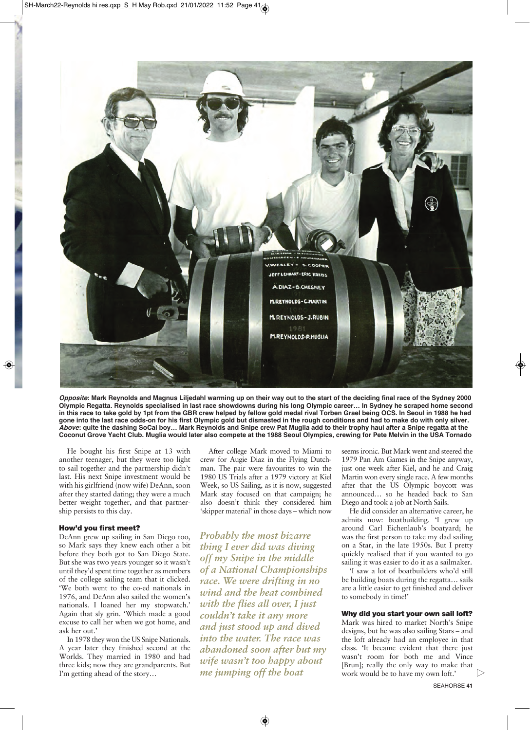***Opposite*: Mark Reynolds and Magnus Liljedahl warming up on their way out to the start of the deciding final race of the Sydney 2000 Olympic Regatta. Reynolds specialised in last race showdowns during his long Olympic career… In Sydney he scraped home second in this race to take gold by 1pt from the GBR crew helped by fellow gold medal rival Torben Grael being OCS. In Seoul in 1988 he had gone into the last race odds-on for his first Olympic gold but dismasted in the rough conditions and had to make do with only silver. *Above*: quite the dashing SoCal boy… Mark Reynolds and Snipe crew Pat Muglia add to their trophy haul after a Snipe regatta at the Coconut Grove Yacht Club. Muglia would later also compete at the 1988 Seoul Olympics, crewing for Pete Melvin in the USA Tornado**

He bought his first Snipe at 13 with another teenager, but they were too light to sail together and the partnership didn't last. His next Snipe investment would be with his girlfriend (now wife) DeAnn, soon after they started dating; they were a much better weight together, and that partnership persists to this day.

#### How'd you first meet?

DeAnn grew up sailing in San Diego too, so Mark says they knew each other a bit before they both got to San Diego State. But she was two years younger so it wasn't until they'd spent time together as members of the college sailing team that it clicked. 'We both went to the co-ed nationals in 1976, and DeAnn also sailed the women's nationals. I loaned her my stopwatch.' Again that sly grin. 'Which made a good excuse to call her when we got home, and ask her out.'

In 1978 they won the US Snipe Nationals. A year later they finished second at the Worlds. They married in 1980 and had three kids; now they are grandparents. But I'm getting ahead of the story…

After college Mark moved to Miami to crew for Augie Diaz in the Flying Dutchman. The pair were favourites to win the 1980 US Trials after a 1979 victory at Kiel Week, so US Sailing, as it is now, suggested Mark stay focused on that campaign; he also doesn't think they considered him 'skipper material' in those days – which now seems ironic. But Mark went and steered the 1979 Pan Am Games in the Snipe anyway, just one week after Kiel, and he and Craig Martin won every single race. A few months after that the US Olympic boycott was announced… so he headed back to San Diego and took a job at North Sails.

*Probably the most bizarre thing I ever did was diving off my Snipe in the middle of a National Championships race. We were drifting in no wind and the heat combined with the flies all over, I just couldn't take it any more and just stood up and dived into the water. The race was abandoned soon after but my wife wasn't too happy about me jumping off the boat*

He did consider an alternative career, he admits now: boatbuilding. 'I grew up around Carl Eichenlaub's boatyard; he was the first person to take my dad sailing on a Star, in the late 1950s. But I pretty quickly realised that if you wanted to go sailing it was easier to do it as a sailmaker.

'I saw a lot of boatbuilders who'd still be building boats during the regatta… sails are a little easier to get finished and deliver to somebody in time!'

#### Why did you start your own sail loft?

Mark was hired to market North's Snipe designs, but he was also sailing Stars – and the loft already had an employee in that class. 'It became evident that there just wasn't room for both me and Vince [Brun]; really the only way to make that work would be to have my own loft.'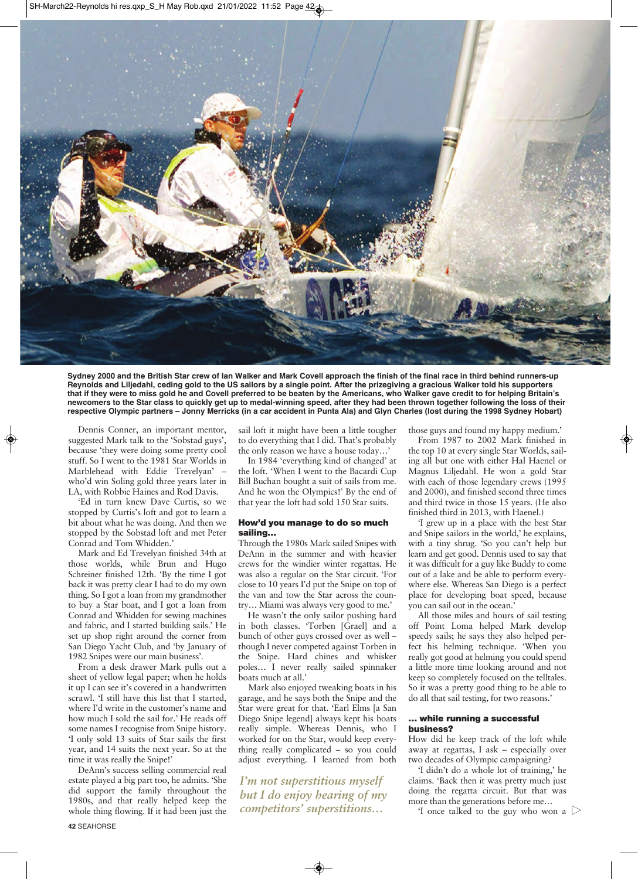Sydney 2000 and the British Star crew of Ian Walker and Mark Covell approach the finish of the final race in third behind runners-up Reynolds and Liljedahl, ceding gold to the US sailors by a single point. After the prizegiving a gracious Walker told his supporters that if they were to miss gold he and Covell preferred to be beaten by the Americans, who Walker gave credit to for helping Britain's newcomers to the Star class to quickly get up to medal-winning speed, after they had been thrown together following the loss of their respective Olympic partners – Jonny Merricks (in a car accident in Punta Ala) and Glyn Charles (lost during the 1998 Sydney Hobart)

Dennis Conner, an important mentor, suggested Mark talk to the 'Sobstad guys', because 'they were doing some pretty cool stuff. So I went to the 1981 Star Worlds in Marblehead with Eddie Trevelyan' – who'd win Soling gold three years later in LA, with Robbie Haines and Rod Davis.

'Ed in turn knew Dave Curtis, so we stopped by Curtis's loft and got to learn a bit about what he was doing. And then we stopped by the Sobstad loft and met Peter Conrad and Tom Whidden.'

Mark and Ed Trevelyan finished 34th at those worlds, while Brun and Hugo Schreiner finished 12th. 'By the time I got back it was pretty clear I had to do my own thing. So I got a loan from my grandmother to buy a Star boat, and I got a loan from Conrad and Whidden for sewing machines and fabric, and I started building sails.' He set up shop right around the corner from San Diego Yacht Club, and 'by January of 1982 Snipes were our main business.'

From a desk drawer Mark pulls out a sheet of yellow legal paper; when he holds it up I can see it's covered in a handwritten scrawl. 'I still have this list that I started, where I'd write in the customer's name and how much I sold the sail for.' He reads off some names I recognise from Snipe history. 'I only sold 13 suits of Star sails the first year, and 14 suits the next year. So at the time it was really the Snipe!'

DeAnn's success selling commercial real estate played a big part too, he admits. 'She did support the family throughout the 1980s, and that really helped keep the whole thing flowing. If it had been just the sail loft it might have been a little tougher to do everything that I did. That's probably the only reason we have a house today…'

In 1984 'everything kind of changed' at the loft. 'When I went to the Bacardi Cup Bill Buchan bought a suit of sails from me. And he won the Olympics!' By the end of that year the loft had sold 150 Star suits.

### How'd you manage to do so much sailing…

Through the 1980s Mark sailed Snipes with DeAnn in the summer and with heavier crews for the windier winter regattas. He was also a regular on the Star circuit. 'For close to 10 years I'd put the Snipe on top of the van and tow the Star across the country… Miami was always very good to me.'

He wasn't the only sailor pushing hard in both classes. 'Torben [Grael] and a bunch of other guys crossed over as well – though I never competed against Torben in the Snipe. Hard chines and whisker poles… I never really sailed spinnaker boats much at all.'

Mark also enjoyed tweaking boats in his garage, and he says both the Snipe and the Star were great for that. 'Earl Elms [a San Diego Snipe legend] always kept his boats really simple. Whereas Dennis, who I worked for on the Star, would keep everything really complicated – so you could adjust everything. I learned from both those guys and found my happy medium.'

*I'm not superstitious myself but I do enjoy hearing of my competitors' superstitions…*

From 1987 to 2002 Mark finished in the top 10 at every single Star Worlds, sailing all but one with either Hal Haenel or Magnus Liljedahl. He won a gold Star with each of those legendary crews (1995 and 2000), and finished second three times and third twice in those 15 years. (He also finished third in 2013, with Haenel.)

'I grew up in a place with the best Star and Snipe sailors in the world,' he explains, with a tiny shrug. 'So you can't help but learn and get good. Dennis used to say that it was difficult for a guy like Buddy to come out of a lake and be able to perform everywhere else. Whereas San Diego is a perfect place for developing boat speed, because you can sail out in the ocean.'

All those miles and hours of sail testing off Point Loma helped Mark develop speedy sails; he says they also helped perfect his helming technique. 'When you really got good at helming you could spend a little more time looking around and not keep so completely focused on the telltales. So it was a pretty good thing to be able to do all that sail testing, for two reasons.'

### … while running a successful business?

How did he keep track of the loft while away at regattas, I ask – especially over two decades of Olympic campaigning?

'I didn't do a whole lot of training,' he claims. 'Back then it was pretty much just doing the regatta circuit. But that was more than the generations before me…

'I once talked to the guy who won a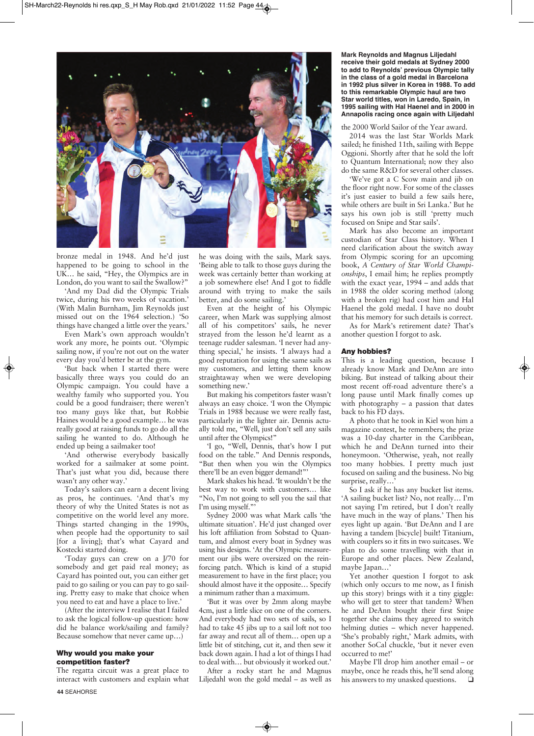bronze medal in 1948. And he'd just happened to be going to school in the UK… he said, "Hey, the Olympics are in London, do you want to sail the Swallow?"

'And my Dad did the Olympic Trials twice, during his two weeks of vacation.' (With Malin Burnham, Jim Reynolds just missed out on the 1964 selection.) 'So things have changed a little over the years.'

Even Mark's own approach wouldn't work any more, he points out. 'Olympic sailing now, if you're not out on the water every day you'd better be at the gym.

'But back when I started there were basically three ways you could do an Olympic campaign. You could have a wealthy family who supported you. You could be a good fundraiser; there weren't too many guys like that, but Robbie Haines would be a good example… he was really good at raising funds to go do all the sailing he wanted to do. Although he ended up being a sailmaker too!

'And otherwise everybody basically worked for a sailmaker at some point. That's just what you did, because there wasn't any other way.'

Today's sailors can earn a decent living as pros, he continues. 'And that's my theory of why the United States is not as competitive on the world level any more. Things started changing in the 1990s, when people had the opportunity to sail [for a living]; that's what Cayard and Kostecki started doing.

'Today guys can crew on a J/70 for somebody and get paid real money; as Cayard has pointed out, you can either get paid to go sailing or you can pay to go sailing. Pretty easy to make that choice when you need to eat and have a place to live.'

(After the interview I realise that I failed to ask the logical follow-up question: how did he balance work/sailing and family? Because somehow that never came up…)

## Why would you make your competition faster?

The regatta circuit was a great place to interact with customers and explain what he was doing with the sails, Mark says. 'Being able to talk to those guys during the week was certainly better than working at a job somewhere else! And I got to fiddle around with trying to make the sails better, and do some sailing.'

Even at the height of his Olympic career, when Mark was supplying almost all of his competitors' sails, he never strayed from the lesson he'd learnt as a teenage rudder salesman. 'I never had anything special,' he insists. 'I always had a good reputation for using the same sails as my customers, and letting them know straightaway when we were developing something new.'

But making his competitors faster wasn't always an easy choice. 'I won the Olympic Trials in 1988 because we were really fast, particularly in the lighter air. Dennis actually told me, "Well, just don't sell any sails until after the Olympics!"

'I go, "Well, Dennis, that's how I put food on the table." And Dennis responds, "But then when you win the Olympics there'll be an even bigger demand!"'

Mark shakes his head. 'It wouldn't be the best way to work with customers… like "No, I'm not going to sell you the sail that I'm using myself."'

Sydney 2000 was what Mark calls 'the ultimate situation'. He'd just changed over his loft affiliation from Sobstad to Quantum, and almost every boat in Sydney was using his designs. 'At the Olympic measurement our jibs were oversized on the reinforcing patch. Which is kind of a stupid measurement to have in the first place; you should almost have it the opposite… Specify a minimum rather than a maximum.

'But it was over by 2mm along maybe 4cm, just a little slice on one of the corners. And everybody had two sets of sails, so I had to take 45 jibs up to a sail loft not too far away and recut all of them… open up a little bit of stitching, cut it, and then sew it back down again. I had a lot of things I had to deal with… but obviously it worked out.'

After a rocky start he and Magnus Liljedahl won the gold medal – as well as

**Mark Reynolds and Magnus Liljedahl receive their gold medals at Sydney 2000 to add to Reynolds' previous Olympic tally in the class of a gold medal in Barcelona in 1992 plus silver in Korea in 1988. To add to this remarkable Olympic haul are two Star world titles, won in Laredo, Spain, in 1995 sailing with Hal Haenel and in 2000 in Annapolis racing once again with Liljedahl**

the 2000 World Sailor of the Year award.

2014 was the last Star Worlds Mark sailed; he finished 11th, sailing with Beppe Oggioni. Shortly after that he sold the loft to Quantum International; now they also do the same R&D for several other classes.

'We've got a C Scow main and jib on the floor right now. For some of the classes it's just easier to build a few sails here, while others are built in Sri Lanka.' But he says his own job is still 'pretty much focused on Snipe and Star sails'.

Mark has also become an important custodian of Star Class history. When I need clarification about the switch away from Olympic scoring for an upcoming book, *A Century of Star World Championships*, I email him; he replies promptly with the exact year, 1994 – and adds that in 1988 the older scoring method (along with a broken rig) had cost him and Hal Haenel the gold medal. I have no doubt that his memory for such details is correct.

As for Mark's retirement date? That's another question I forgot to ask.

## Any hobbies?

This is a leading question, because I already know Mark and DeAnn are into biking. But instead of talking about their most recent off-road adventure there's a long pause until Mark finally comes up with photography – a passion that dates back to his FD days.

A photo that he took in Kiel won him a magazine contest, he remembers; the prize was a 10-day charter in the Caribbean, which he and DeAnn turned into their honeymoon. 'Otherwise, yeah, not really too many hobbies. I pretty much just focused on sailing and the business. No big surprise, really…'

So I ask if he has any bucket list items. 'A sailing bucket list? No, not really… I'm not saying I'm retired, but I don't really have much in the way of plans.' Then his eyes light up again. 'But DeAnn and I are having a tandem [bicycle] built! Titanium, with couplers so it fits in two suitcases. We plan to do some travelling with that in Europe and other places. New Zealand, maybe Japan…'

Yet another question I forgot to ask (which only occurs to me now, as I finish up this story) brings with it a tiny giggle: who will get to steer that tandem? When he and DeAnn bought their first Snipe together she claims they agreed to switch helming duties – which never happened. 'She's probably right,' Mark admits, with another SoCal chuckle, 'but it never even occurred to me!'

Maybe I'll drop him another email – or maybe, once he reads this, he'll send along his answers to my unasked questions. ❑